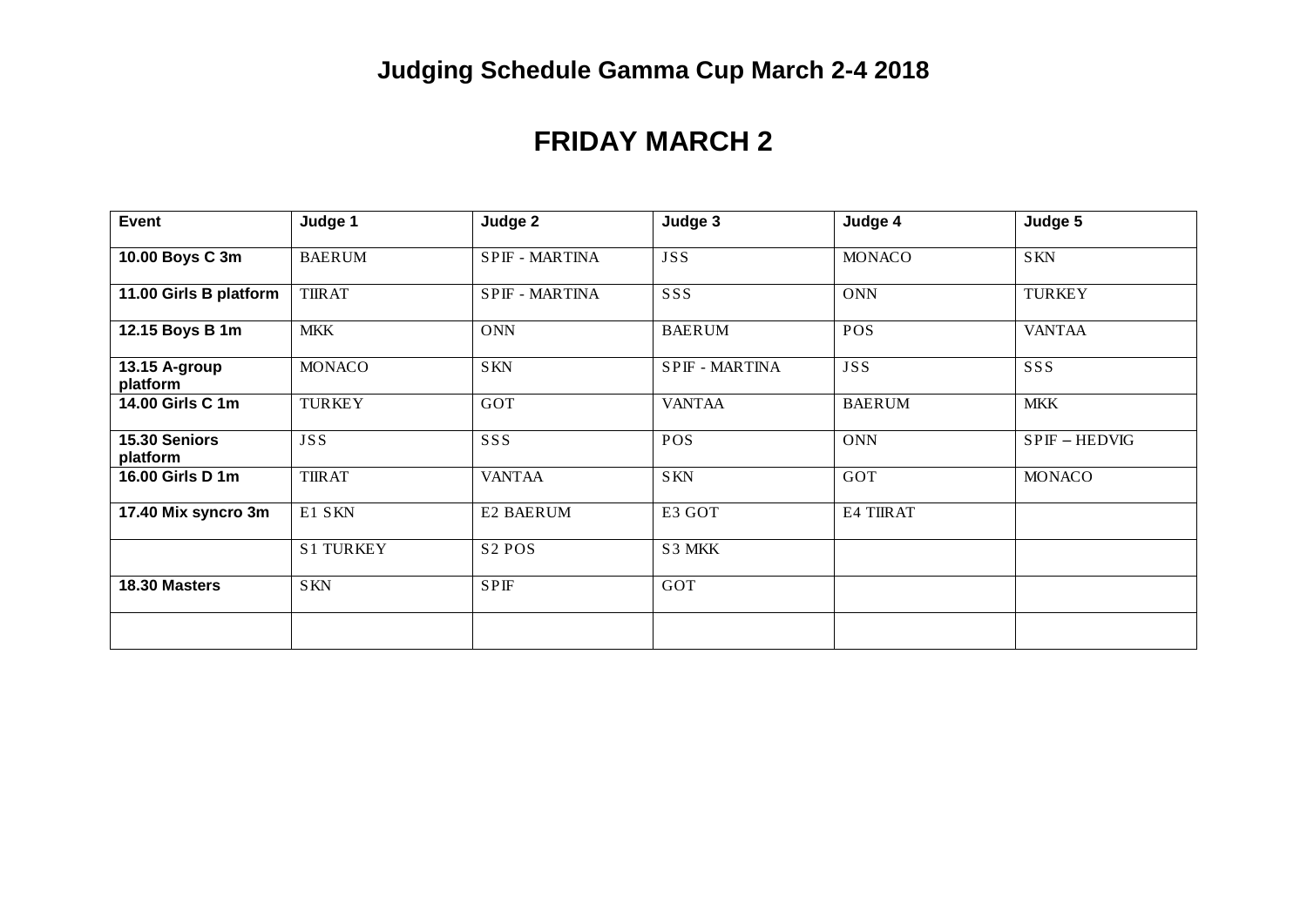# Judging Schedule Gamma Cup March 2-4 2018

## FRIDAY MARCH 2

| Event | Judge 1 | Judge 2 | Judge 3 | Judge 4 | Judge 5 |
|---|---|---|---|---|---|
| **10.00 Boys C 3m** | BAERUM | SPIF - MARTINA | JSS | MONACO | SKN |
| **11.00 Girls B platform** | TIIRAT | SPIF - MARTINA | SSS | ONN | TURKEY |
| **12.15 Boys B 1m** | MKK | ONN | BAERUM | POS | VANTAA |
| **13.15 A-group platform** | MONACO | SKN | SPIF - MARTINA | JSS | SSS |
| **14.00 Girls C 1m** | TURKEY | GOT | VANTAA | BAERUM | MKK |
| **15.30 Seniors platform** | JSS | SSS | POS | ONN | SPIF – HEDVIG |
| **16.00 Girls D 1m** | TIIRAT | VANTAA | SKN | GOT | MONACO |
| **17.40 Mix syncro 3m** | E1 SKN | E2 BAERUM | E3 GOT | E4 TIIRAT | |
| | S1 TURKEY | S2 POS | S3 MKK | | |
| **18.30 Masters** | SKN | SPIF | GOT | | |
| | | | | | |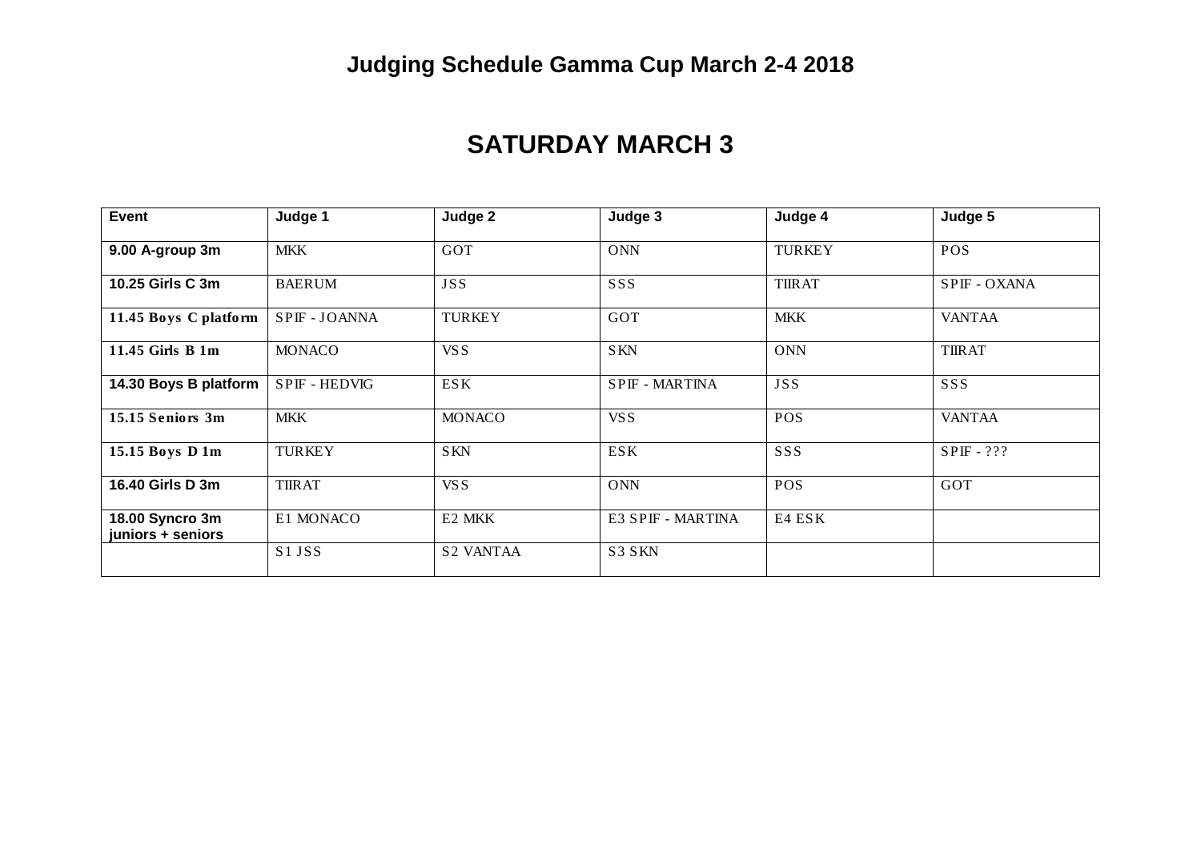## Judging Schedule Gamma Cup March 2-4 2018

# SATURDAY MARCH 3

| Event | Judge 1 | Judge 2 | Judge 3 | Judge 4 | Judge 5 |
|---|---|---|---|---|---|
| 9.00 A-group 3m | MKK | GOT | ONN | TURKEY | POS |
| 10.25 Girls C 3m | BAERUM | JSS | SSS | TIIRAT | SPIF - OXANA |
| 11.45 Boys C platform | SPIF - JOANNA | TURKEY | GOT | MKK | VANTAA |
| 11.45 Girls B 1m | MONACO | VSS | SKN | ONN | TIIRAT |
| 14.30 Boys B platform | SPIF - HEDVIG | ESK | SPIF - MARTINA | JSS | SSS |
| 15.15 Seniors 3m | MKK | MONACO | VSS | POS | VANTAA |
| 15.15 Boys D 1m | TURKEY | SKN | ESK | SSS | SPIF - ??? |
| 16.40 Girls D 3m | TIIRAT | VSS | ONN | POS | GOT |
| 18.00 Syncro 3m juniors + seniors | E1 MONACO | E2 MKK | E3 SPIF - MARTINA | E4 ESK | |
| | S1 JSS | S2 VANTAA | S3 SKN | | |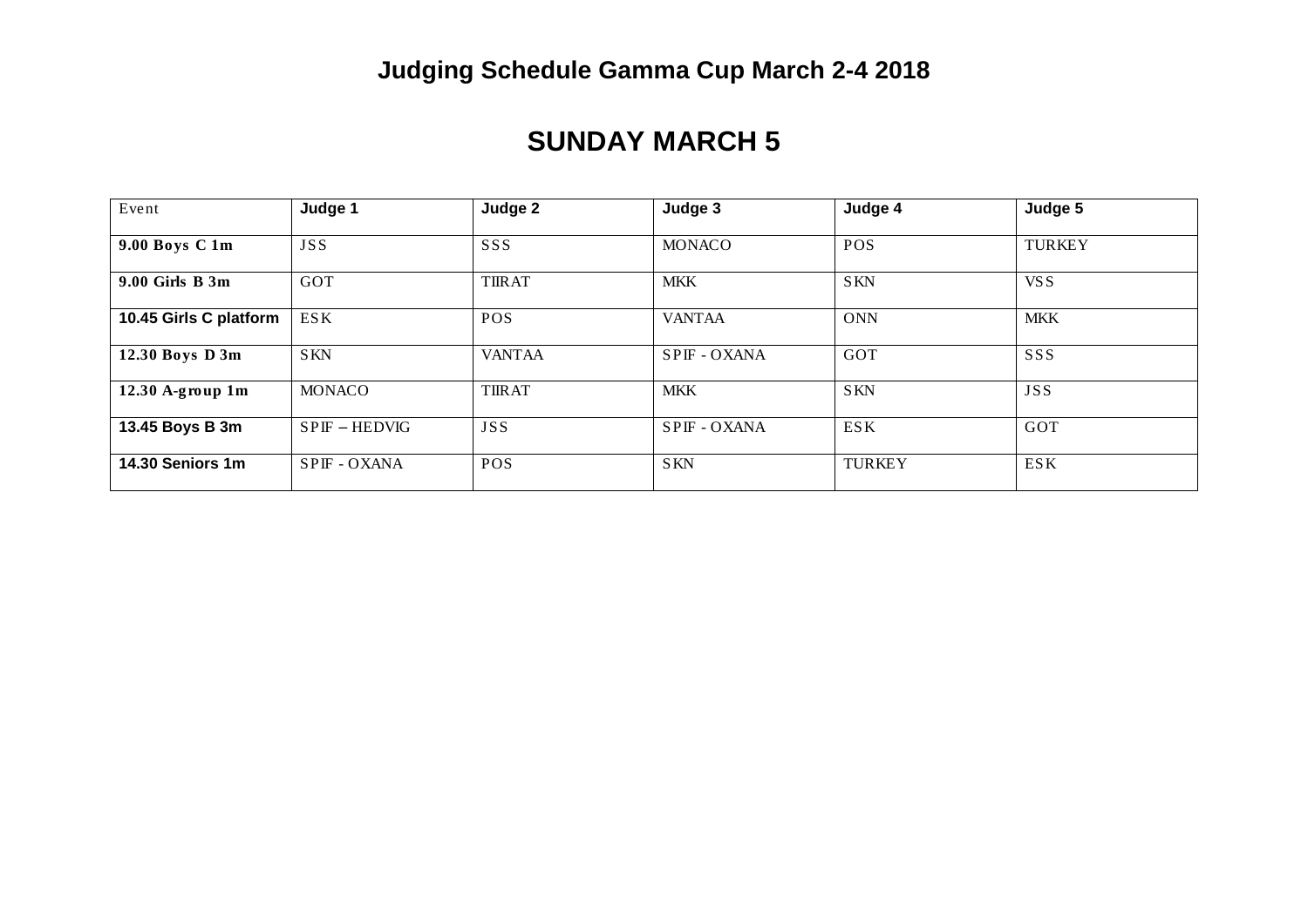# Judging Schedule Gamma Cup March 2-4 2018

## SUNDAY MARCH 5

| Event | Judge 1 | Judge 2 | Judge 3 | Judge 4 | Judge 5 |
|---|---|---|---|---|---|
| **9.00 Boys C 1m** | JSS | SSS | MONACO | POS | TURKEY |
| **9.00 Girls B 3m** | GOT | TIIRAT | MKK | SKN | VSS |
| **10.45 Girls C platform** | ESK | POS | VANTAA | ONN | MKK |
| **12.30 Boys D 3m** | SKN | VANTAA | SPIF - OXANA | GOT | SSS |
| **12.30 A-group 1m** | MONACO | TIIRAT | MKK | SKN | JSS |
| **13.45 Boys B 3m** | SPIF – HEDVIG | JSS | SPIF - OXANA | ESK | GOT |
| **14.30 Seniors 1m** | SPIF - OXANA | POS | SKN | TURKEY | ESK |